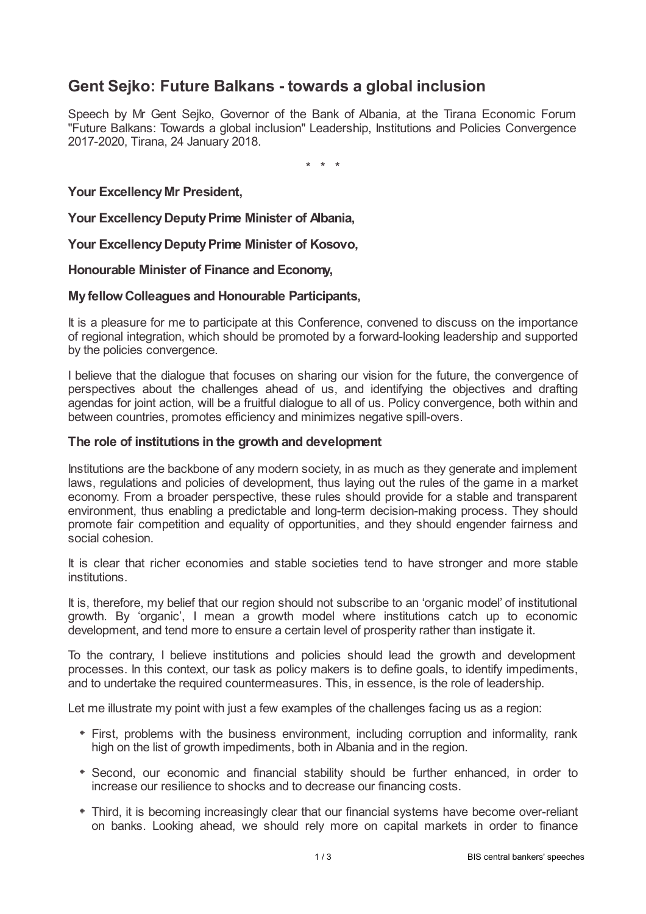# Gent Sejko: Future Balkans - towards a global inclusion

Speech by Mr Gent Sejko, Governor of the Bank of Albania, at the Tirana Economic Forum "Future Balkans: Towards a global inclusion" Leadership, Institutions and Policies Convergence 2017-2020, Tirana, 24 January 2018.

\* \* \*

**Your Excellency Mr President,**

**Your Excellency Deputy Prime Minister of Albania,**

**Your Excellency Deputy Prime Minister of Kosovo,**

**Honourable Minister of Finance and Economy,**

**My fellow Colleagues and Honourable Participants,**

It is a pleasure for me to participate at this Conference, convened to discuss on the importance of regional integration, which should be promoted by a forward-looking leadership and supported by the policies convergence.

I believe that the dialogue that focuses on sharing our vision for the future, the convergence of perspectives about the challenges ahead of us, and identifying the objectives and drafting agendas for joint action, will be a fruitful dialogue to all of us. Policy convergence, both within and between countries, promotes efficiency and minimizes negative spill-overs.

### The role of institutions in the growth and development

Institutions are the backbone of any modern society, in as much as they generate and implement laws, regulations and policies of development, thus laying out the rules of the game in a market economy. From a broader perspective, these rules should provide for a stable and transparent environment, thus enabling a predictable and long-term decision-making process. They should promote fair competition and equality of opportunities, and they should engender fairness and social cohesion.

It is clear that richer economies and stable societies tend to have stronger and more stable institutions.

It is, therefore, my belief that our region should not subscribe to an 'organic model' of institutional growth. By 'organic', I mean a growth model where institutions catch up to economic development, and tend more to ensure a certain level of prosperity rather than instigate it.

To the contrary, I believe institutions and policies should lead the growth and development processes. In this context, our task as policy makers is to define goals, to identify impediments, and to undertake the required countermeasures. This, in essence, is the role of leadership.

Let me illustrate my point with just a few examples of the challenges facing us as a region:

- First, problems with the business environment, including corruption and informality, rank high on the list of growth impediments, both in Albania and in the region.
- Second, our economic and financial stability should be further enhanced, in order to increase our resilience to shocks and to decrease our financing costs.
- Third, it is becoming increasingly clear that our financial systems have become over-reliant on banks. Looking ahead, we should rely more on capital markets in order to finance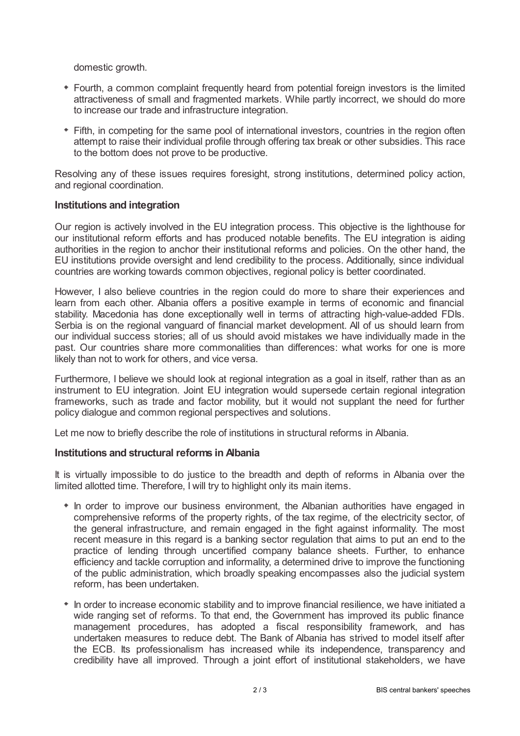domestic growth.

- Fourth, a common complaint frequently heard from potential foreign investors is the limited attractiveness of small and fragmented markets. While partly incorrect, we should do more to increase our trade and infrastructure integration.
- Fifth, in competing for the same pool of international investors, countries in the region often attempt to raise their individual profile through offering tax break or other subsidies. This race to the bottom does not prove to be productive.

Resolving any of these issues requires foresight, strong institutions, determined policy action, and regional coordination.

### Institutions and integration

Our region is actively involved in the EU integration process. This objective is the lighthouse for our institutional reform efforts and has produced notable benefits. The EU integration is aiding authorities in the region to anchor their institutional reforms and policies. On the other hand, the EU institutions provide oversight and lend credibility to the process. Additionally, since individual countries are working towards common objectives, regional policy is better coordinated.

However, I also believe countries in the region could do more to share their experiences and learn from each other. Albania offers a positive example in terms of economic and financial stability. Macedonia has done exceptionally well in terms of attracting high-value-added FDIs. Serbia is on the regional vanguard of financial market development. All of us should learn from our individual success stories; all of us should avoid mistakes we have individually made in the past. Our countries share more commonalities than differences: what works for one is more likely than not to work for others, and vice versa.

Furthermore, I believe we should look at regional integration as a goal in itself, rather than as an instrument to EU integration. Joint EU integration would supersede certain regional integration frameworks, such as trade and factor mobility, but it would not supplant the need for further policy dialogue and common regional perspectives and solutions.

Let me now to briefly describe the role of institutions in structural reforms in Albania.

### Institutions and structural reforms in Albania

It is virtually impossible to do justice to the breadth and depth of reforms in Albania over the limited allotted time. Therefore, I will try to highlight only its main items.

- In order to improve our business environment, the Albanian authorities have engaged in comprehensive reforms of the property rights, of the tax regime, of the electricity sector, of the general infrastructure, and remain engaged in the fight against informality. The most recent measure in this regard is a banking sector regulation that aims to put an end to the practice of lending through uncertified company balance sheets. Further, to enhance efficiency and tackle corruption and informality, a determined drive to improve the functioning of the public administration, which broadly speaking encompasses also the judicial system reform, has been undertaken.
- In order to increase economic stability and to improve financial resilience, we have initiated a wide ranging set of reforms. To that end, the Government has improved its public finance management procedures, has adopted a fiscal responsibility framework, and has undertaken measures to reduce debt. The Bank of Albania has strived to model itself after the ECB. Its professionalism has increased while its independence, transparency and credibility have all improved. Through a joint effort of institutional stakeholders, we have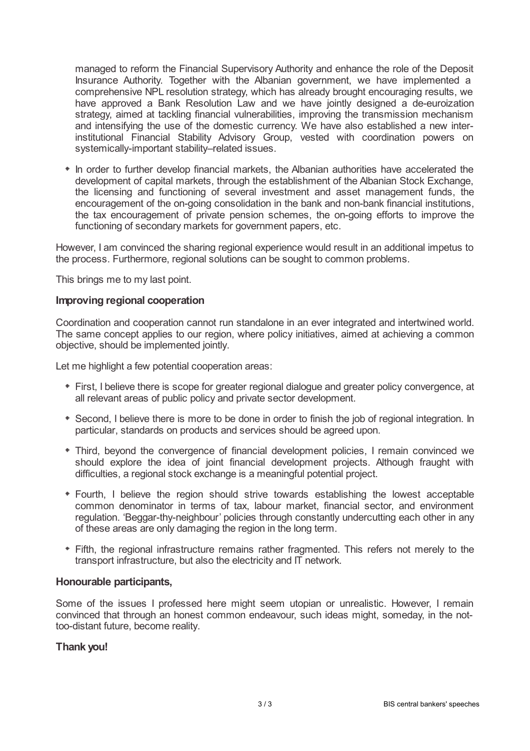managed to reform the Financial Supervisory Authority and enhance the role of the Deposit Insurance Authority. Together with the Albanian government, we have implemented a comprehensive NPL resolution strategy, which has already brought encouraging results, we have approved a Bank Resolution Law and we have jointly designed a de-euroization strategy, aimed at tackling financial vulnerabilities, improving the transmission mechanism and intensifying the use of the domestic currency. We have also established a new inter-institutional Financial Stability Advisory Group, vested with coordination powers on systemically-important stability–related issues.

- In order to further develop financial markets, the Albanian authorities have accelerated the development of capital markets, through the establishment of the Albanian Stock Exchange, the licensing and functioning of several investment and asset management funds, the encouragement of the on-going consolidation in the bank and non-bank financial institutions, the tax encouragement of private pension schemes, the on-going efforts to improve the functioning of secondary markets for government papers, etc.

However, I am convinced the sharing regional experience would result in an additional impetus to the process. Furthermore, regional solutions can be sought to common problems.

This brings me to my last point.

### Improving regional cooperation

Coordination and cooperation cannot run standalone in an ever integrated and intertwined world. The same concept applies to our region, where policy initiatives, aimed at achieving a common objective, should be implemented jointly.

Let me highlight a few potential cooperation areas:

- First, I believe there is scope for greater regional dialogue and greater policy convergence, at all relevant areas of public policy and private sector development.
- Second, I believe there is more to be done in order to finish the job of regional integration. In particular, standards on products and services should be agreed upon.
- Third, beyond the convergence of financial development policies, I remain convinced we should explore the idea of joint financial development projects. Although fraught with difficulties, a regional stock exchange is a meaningful potential project.
- Fourth, I believe the region should strive towards establishing the lowest acceptable common denominator in terms of tax, labour market, financial sector, and environment regulation. 'Beggar-thy-neighbour' policies through constantly undercutting each other in any of these areas are only damaging the region in the long term.
- Fifth, the regional infrastructure remains rather fragmented. This refers not merely to the transport infrastructure, but also the electricity and IT network.

### Honourable participants,

Some of the issues I professed here might seem utopian or unrealistic. However, I remain convinced that through an honest common endeavour, such ideas might, someday, in the not-too-distant future, become reality.

**Thank you!**